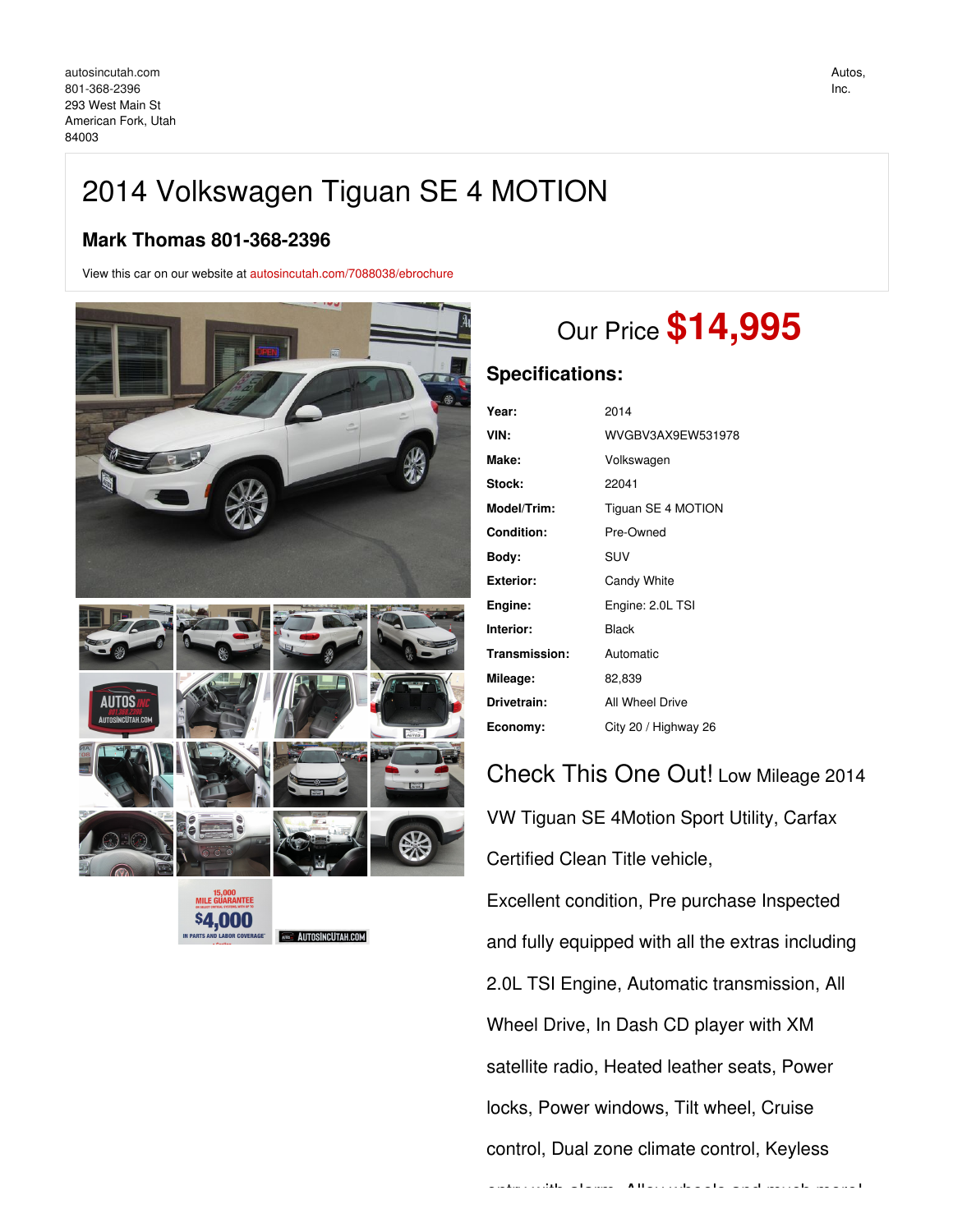autosincutah.com
801-368-2396
293 West Main St
American Fork, Utah
84003

Autos, Inc.

# 2014 Volkswagen Tiguan SE 4 MOTION

### Mark Thomas 801-368-2396

View this car on our website at autosincutah.com/7088038/ebrochure

## Our Price **$14,995**

### Specifications:

| | |
|---|---|
| **Year:** | 2014 |
| **VIN:** | WVGBV3AX9EW531978 |
| **Make:** | Volkswagen |
| **Stock:** | 22041 |
| **Model/Trim:** | Tiguan SE 4 MOTION |
| **Condition:** | Pre-Owned |
| **Body:** | SUV |
| **Exterior:** | Candy White |
| **Engine:** | Engine: 2.0L TSI |
| **Interior:** | Black |
| **Transmission:** | Automatic |
| **Mileage:** | 82,839 |
| **Drivetrain:** | All Wheel Drive |
| **Economy:** | City 20 / Highway 26 |

Check This One Out! Low Mileage 2014 VW Tiguan SE 4Motion Sport Utility, Carfax Certified Clean Title vehicle,

Excellent condition, Pre purchase Inspected and fully equipped with all the extras including 2.0L TSI Engine, Automatic transmission, All Wheel Drive, In Dash CD player with XM satellite radio, Heated leather seats, Power locks, Power windows, Tilt wheel, Cruise control, Dual zone climate control, Keyless entry with alarm, Alloy wheels and much more!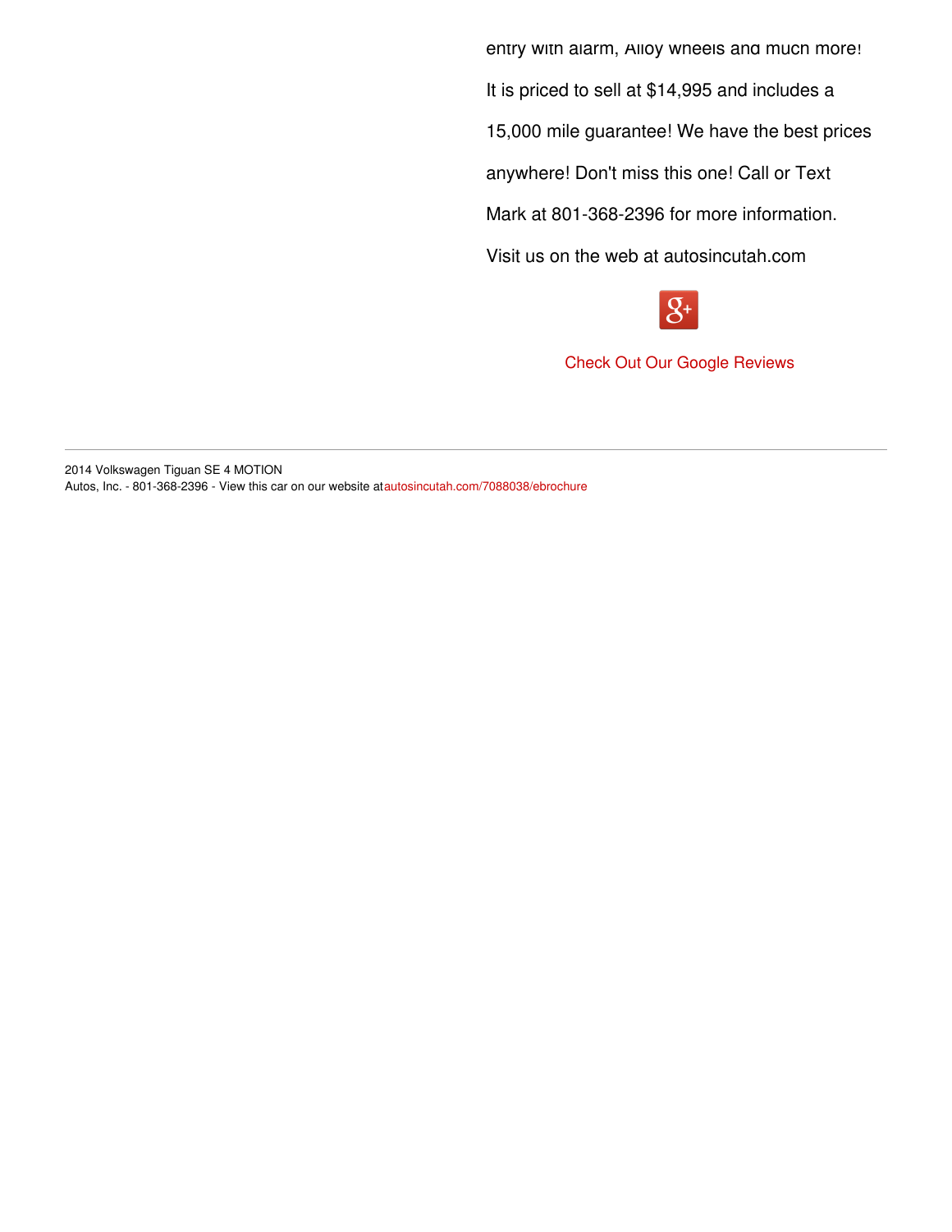entry with alarm, Alloy wheels and much more! It is priced to sell at $14,995 and includes a 15,000 mile guarantee! We have the best prices anywhere! Don't miss this one! Call or Text Mark at 801-368-2396 for more information. Visit us on the web at autosincutah.com

Check Out Our Google Reviews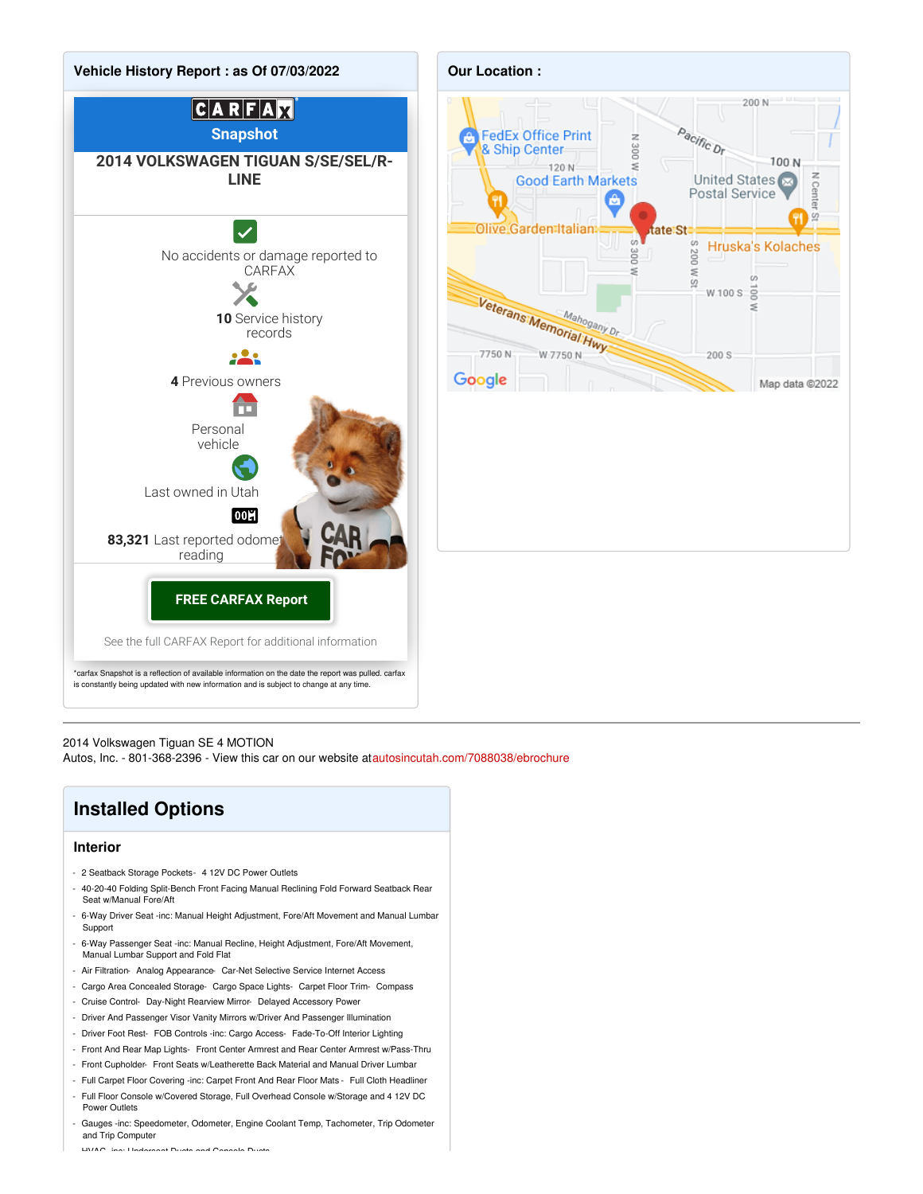## Vehicle History Report : as Of 07/03/2022

**CARFAX Snapshot**

**2014 VOLKSWAGEN TIGUAN S/SE/SEL/R-LINE**

No accidents or damage reported to CARFAX

**10** Service history records

**4** Previous owners

Personal vehicle

Last owned in Utah

**83,321** Last reported odometer reading

**FREE CARFAX Report**

See the full CARFAX Report for additional information

*carfax Snapshot is a reflection of available information on the date the report was pulled. carfax is constantly being updated with new information and is subject to change at any time.

## Our Location :

---

2014 Volkswagen Tiguan SE 4 MOTION
Autos, Inc. - 801-368-2396 - View this car on our website at autosincutah.com/7088038/ebrochure

## Installed Options

### Interior

- 2 Seatback Storage Pockets- 4 12V DC Power Outlets
- 40-20-40 Folding Split-Bench Front Facing Manual Reclining Fold Forward Seatback Rear Seat w/Manual Fore/Aft
- 6-Way Driver Seat -inc: Manual Height Adjustment, Fore/Aft Movement and Manual Lumbar Support
- 6-Way Passenger Seat -inc: Manual Recline, Height Adjustment, Fore/Aft Movement, Manual Lumbar Support and Fold Flat
- Air Filtration- Analog Appearance- Car-Net Selective Service Internet Access
- Cargo Area Concealed Storage- Cargo Space Lights- Carpet Floor Trim- Compass
- Cruise Control- Day-Night Rearview Mirror- Delayed Accessory Power
- Driver And Passenger Visor Vanity Mirrors w/Driver And Passenger Illumination
- Driver Foot Rest- FOB Controls -inc: Cargo Access- Fade-To-Off Interior Lighting
- Front And Rear Map Lights- Front Center Armrest and Rear Center Armrest w/Pass-Thru
- Front Cupholder- Front Seats w/Leatherette Back Material and Manual Driver Lumbar
- Full Carpet Floor Covering -inc: Carpet Front And Rear Floor Mats - Full Cloth Headliner
- Full Floor Console w/Covered Storage, Full Overhead Console w/Storage and 4 12V DC Power Outlets
- Gauges -inc: Speedometer, Odometer, Engine Coolant Temp, Tachometer, Trip Odometer and Trip Computer
- HVAC -inc: Underseat Ducts and Console Ducts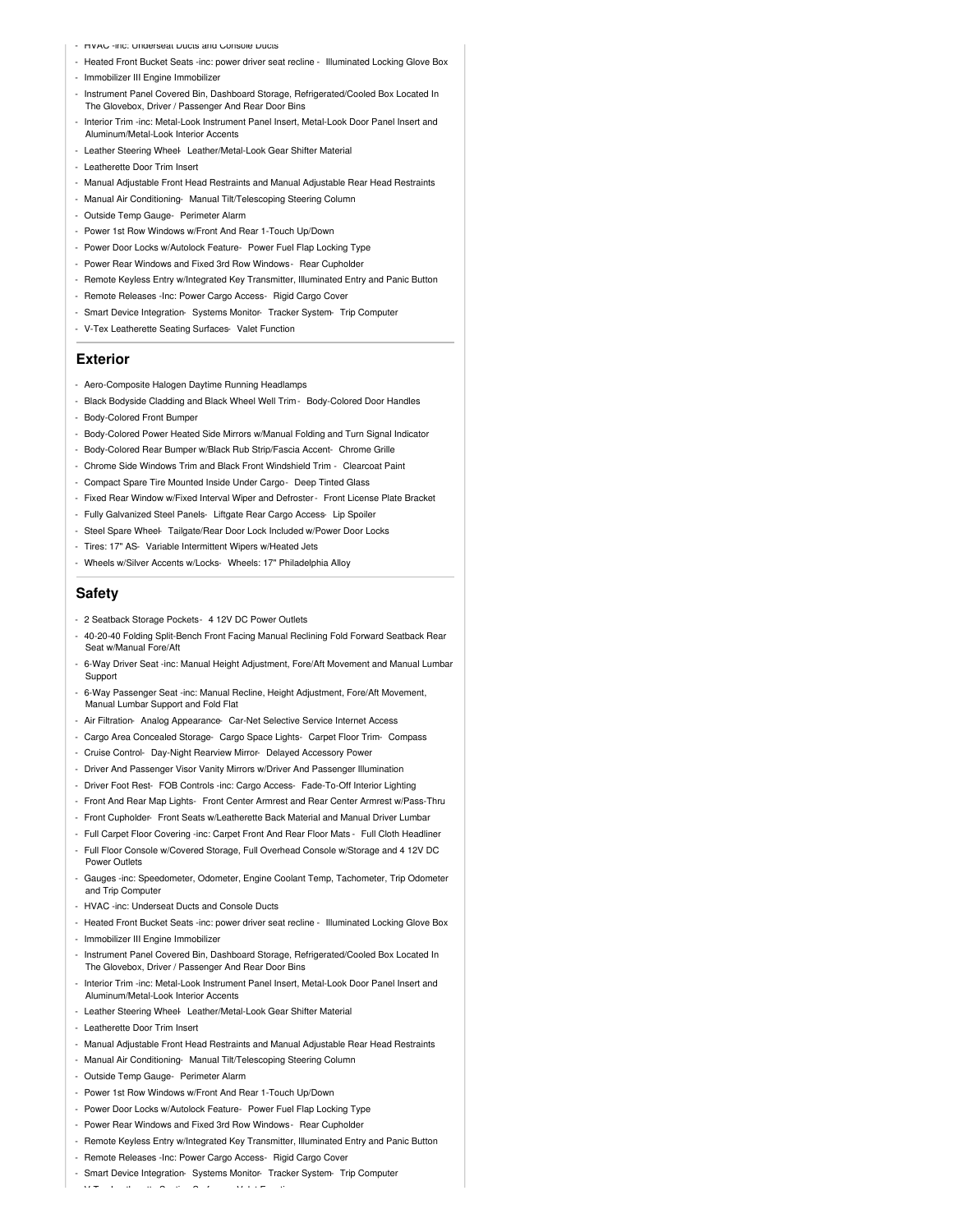- HVAC -inc: Underseat Ducts and Console Ducts
- Heated Front Bucket Seats -inc: power driver seat recline - Illuminated Locking Glove Box
- Immobilizer III Engine Immobilizer
- Instrument Panel Covered Bin, Dashboard Storage, Refrigerated/Cooled Box Located In The Glovebox, Driver / Passenger And Rear Door Bins
- Interior Trim -inc: Metal-Look Instrument Panel Insert, Metal-Look Door Panel Insert and Aluminum/Metal-Look Interior Accents
- Leather Steering Wheel- Leather/Metal-Look Gear Shifter Material
- Leatherette Door Trim Insert
- Manual Adjustable Front Head Restraints and Manual Adjustable Rear Head Restraints
- Manual Air Conditioning- Manual Tilt/Telescoping Steering Column
- Outside Temp Gauge- Perimeter Alarm
- Power 1st Row Windows w/Front And Rear 1-Touch Up/Down
- Power Door Locks w/Autolock Feature- Power Fuel Flap Locking Type
- Power Rear Windows and Fixed 3rd Row Windows - Rear Cupholder
- Remote Keyless Entry w/Integrated Key Transmitter, Illuminated Entry and Panic Button
- Remote Releases -Inc: Power Cargo Access- Rigid Cargo Cover
- Smart Device Integration- Systems Monitor- Tracker System- Trip Computer
- V-Tex Leatherette Seating Surfaces- Valet Function

## Exterior

- Aero-Composite Halogen Daytime Running Headlamps
- Black Bodyside Cladding and Black Wheel Well Trim - Body-Colored Door Handles
- Body-Colored Front Bumper
- Body-Colored Power Heated Side Mirrors w/Manual Folding and Turn Signal Indicator
- Body-Colored Rear Bumper w/Black Rub Strip/Fascia Accent- Chrome Grille
- Chrome Side Windows Trim and Black Front Windshield Trim - Clearcoat Paint
- Compact Spare Tire Mounted Inside Under Cargo- Deep Tinted Glass
- Fixed Rear Window w/Fixed Interval Wiper and Defroster - Front License Plate Bracket
- Fully Galvanized Steel Panels- Liftgate Rear Cargo Access- Lip Spoiler
- Steel Spare Wheel- Tailgate/Rear Door Lock Included w/Power Door Locks
- Tires: 17" AS- Variable Intermittent Wipers w/Heated Jets
- Wheels w/Silver Accents w/Locks- Wheels: 17" Philadelphia Alloy

## Safety

- 2 Seatback Storage Pockets- 4 12V DC Power Outlets
- 40-20-40 Folding Split-Bench Front Facing Manual Reclining Fold Forward Seatback Rear Seat w/Manual Fore/Aft
- 6-Way Driver Seat -inc: Manual Height Adjustment, Fore/Aft Movement and Manual Lumbar Support
- 6-Way Passenger Seat -inc: Manual Recline, Height Adjustment, Fore/Aft Movement, Manual Lumbar Support and Fold Flat
- Air Filtration- Analog Appearance- Car-Net Selective Service Internet Access
- Cargo Area Concealed Storage- Cargo Space Lights- Carpet Floor Trim- Compass
- Cruise Control- Day-Night Rearview Mirror- Delayed Accessory Power
- Driver And Passenger Visor Vanity Mirrors w/Driver And Passenger Illumination
- Driver Foot Rest- FOB Controls -inc: Cargo Access- Fade-To-Off Interior Lighting
- Front And Rear Map Lights- Front Center Armrest and Rear Center Armrest w/Pass-Thru
- Front Cupholder- Front Seats w/Leatherette Back Material and Manual Driver Lumbar
- Full Carpet Floor Covering -inc: Carpet Front And Rear Floor Mats - Full Cloth Headliner
- Full Floor Console w/Covered Storage, Full Overhead Console w/Storage and 4 12V DC Power Outlets
- Gauges -inc: Speedometer, Odometer, Engine Coolant Temp, Tachometer, Trip Odometer and Trip Computer
- HVAC -inc: Underseat Ducts and Console Ducts
- Heated Front Bucket Seats -inc: power driver seat recline - Illuminated Locking Glove Box
- Immobilizer III Engine Immobilizer
- Instrument Panel Covered Bin, Dashboard Storage, Refrigerated/Cooled Box Located In The Glovebox, Driver / Passenger And Rear Door Bins
- Interior Trim -inc: Metal-Look Instrument Panel Insert, Metal-Look Door Panel Insert and Aluminum/Metal-Look Interior Accents
- Leather Steering Wheel- Leather/Metal-Look Gear Shifter Material
- Leatherette Door Trim Insert
- Manual Adjustable Front Head Restraints and Manual Adjustable Rear Head Restraints
- Manual Air Conditioning- Manual Tilt/Telescoping Steering Column
- Outside Temp Gauge- Perimeter Alarm
- Power 1st Row Windows w/Front And Rear 1-Touch Up/Down
- Power Door Locks w/Autolock Feature- Power Fuel Flap Locking Type
- Power Rear Windows and Fixed 3rd Row Windows - Rear Cupholder
- Remote Keyless Entry w/Integrated Key Transmitter, Illuminated Entry and Panic Button
- Remote Releases -Inc: Power Cargo Access- Rigid Cargo Cover
- Smart Device Integration- Systems Monitor- Tracker System- Trip Computer
- V-Tex Leatherette Seating Surfaces- Valet Function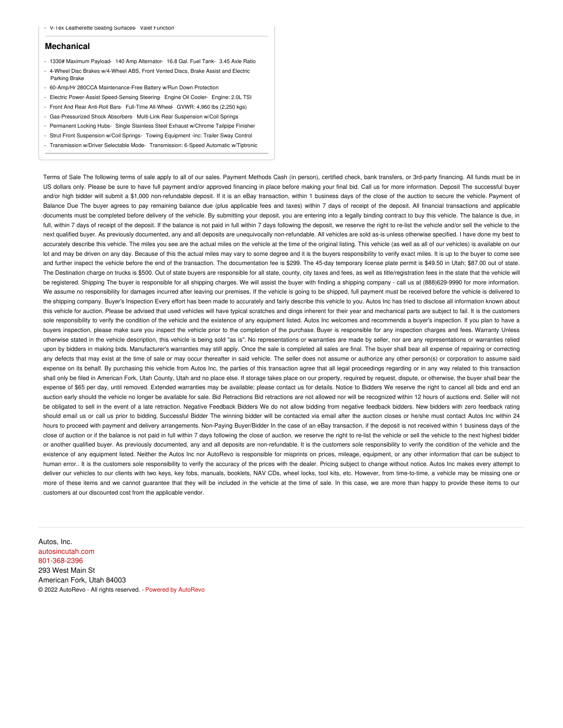- V-Tex Leatherette Seating Surfaces- Valet Function

## Mechanical

- 1330# Maximum Payload- 140 Amp Alternator- 16.8 Gal. Fuel Tank- 3.45 Axle Ratio
- 4-Wheel Disc Brakes w/4-Wheel ABS, Front Vented Discs, Brake Assist and Electric Parking Brake
- 60-Amp/Hr 280CCA Maintenance-Free Battery w/Run Down Protection
- Electric Power-Assist Speed-Sensing Steering- Engine Oil Cooler- Engine: 2.0L TSI
- Front And Rear Anti-Roll Bars- Full-Time All-Wheel- GVWR: 4,960 lbs (2,250 kgs)
- Gas-Pressurized Shock Absorbers- Multi-Link Rear Suspension w/Coil Springs
- Permanent Locking Hubs- Single Stainless Steel Exhaust w/Chrome Tailpipe Finisher
- Strut Front Suspension w/Coil Springs- Towing Equipment -inc: Trailer Sway Control
- Transmission w/Driver Selectable Mode- Transmission: 6-Speed Automatic w/Tiptronic

Terms of Sale The following terms of sale apply to all of our sales. Payment Methods Cash (in person), certified check, bank transfers, or 3rd-party financing. All funds must be in US dollars only. Please be sure to have full payment and/or approved financing in place before making your final bid. Call us for more information. Deposit The successful buyer and/or high bidder will submit a $1,000 non-refundable deposit. If it is an eBay transaction, within 1 business days of the close of the auction to secure the vehicle. Payment of Balance Due The buyer agrees to pay remaining balance due (plus applicable fees and taxes) within 7 days of receipt of the deposit. All financial transactions and applicable documents must be completed before delivery of the vehicle. By submitting your deposit, you are entering into a legally binding contract to buy this vehicle. The balance is due, in full, within 7 days of receipt of the deposit. If the balance is not paid in full within 7 days following the deposit, we reserve the right to re-list the vehicle and/or sell the vehicle to the next qualified buyer. As previously documented, any and all deposits are unequivocally non-refundable. All vehicles are sold as-is unless otherwise specified. I have done my best to accurately describe this vehicle. The miles you see are the actual miles on the vehicle at the time of the original listing. This vehicle (as well as all of our vehicles) is available on our lot and may be driven on any day. Because of this the actual miles may vary to some degree and it is the buyers responsibility to verify exact miles. It is up to the buyer to come see and further inspect the vehicle before the end of the transaction. The documentation fee is $299. The 45-day temporary license plate permit is $49.50 in Utah; $87.00 out of state. The Destination charge on trucks is $500. Out of state buyers are responsible for all state, county, city taxes and fees, as well as title/registration fees in the state that the vehicle will be registered. Shipping The buyer is responsible for all shipping charges. We will assist the buyer with finding a shipping company - call us at (888)629-9990 for more information. We assume no responsibility for damages incurred after leaving our premises. If the vehicle is going to be shipped, full payment must be received before the vehicle is delivered to the shipping company. Buyer's Inspection Every effort has been made to accurately and fairly describe this vehicle to you. Autos Inc has tried to disclose all information known about this vehicle for auction. Please be advised that used vehicles will have typical scratches and dings inherent for their year and mechanical parts are subject to fail. It is the customers sole responsibility to verify the condition of the vehicle and the existence of any equipment listed. Autos Inc welcomes and recommends a buyer's inspection. If you plan to have a buyers inspection, please make sure you inspect the vehicle prior to the completion of the purchase. Buyer is responsible for any inspection charges and fees. Warranty Unless otherwise stated in the vehicle description, this vehicle is being sold "as is". No representations or warranties are made by seller, nor are any representations or warranties relied upon by bidders in making bids. Manufacturer's warranties may still apply. Once the sale is completed all sales are final. The buyer shall bear all expense of repairing or correcting any defects that may exist at the time of sale or may occur thereafter in said vehicle. The seller does not assume or authorize any other person(s) or corporation to assume said expense on its behalf. By purchasing this vehicle from Autos Inc, the parties of this transaction agree that all legal proceedings regarding or in any way related to this transaction shall only be filed in American Fork, Utah County, Utah and no place else. If storage takes place on our property, required by request, dispute, or otherwise, the buyer shall bear the expense of $65 per day, until removed. Extended warranties may be available; please contact us for details. Notice to Bidders We reserve the right to cancel all bids and end an auction early should the vehicle no longer be available for sale. Bid Retractions Bid retractions are not allowed nor will be recognized within 12 hours of auctions end. Seller will not be obligated to sell in the event of a late retraction. Negative Feedback Bidders We do not allow bidding from negative feedback bidders. New bidders with zero feedback rating should email us or call us prior to bidding. Successful Bidder The winning bidder will be contacted via email after the auction closes or he/she must contact Autos Inc within 24 hours to proceed with payment and delivery arrangements. Non-Paying Buyer/Bidder In the case of an eBay transaction, if the deposit is not received within 1 business days of the close of auction or if the balance is not paid in full within 7 days following the close of auction, we reserve the right to re-list the vehicle or sell the vehicle to the next highest bidder or another qualified buyer. As previously documented, any and all deposits are non-refundable. It is the customers sole responsibility to verify the condition of the vehicle and the existence of any equipment listed. Neither the Autos Inc nor AutoRevo is responsible for misprints on prices, mileage, equipment, or any other information that can be subject to human error.. It is the customers sole responsibility to verify the accuracy of the prices with the dealer. Pricing subject to change without notice. Autos Inc makes every attempt to deliver our vehicles to our clients with two keys, key fobs, manuals, booklets, NAV CDs, wheel locks, tool kits, etc. However, from time-to-time, a vehicle may be missing one or more of these items and we cannot guarantee that they will be included in the vehicle at the time of sale. In this case, we are more than happy to provide these items to our customers at our discounted cost from the applicable vendor.

Autos, Inc.
autosincutah.com
801-368-2396
293 West Main St
American Fork, Utah 84003
© 2022 AutoRevo - All rights reserved. - Powered by AutoRevo